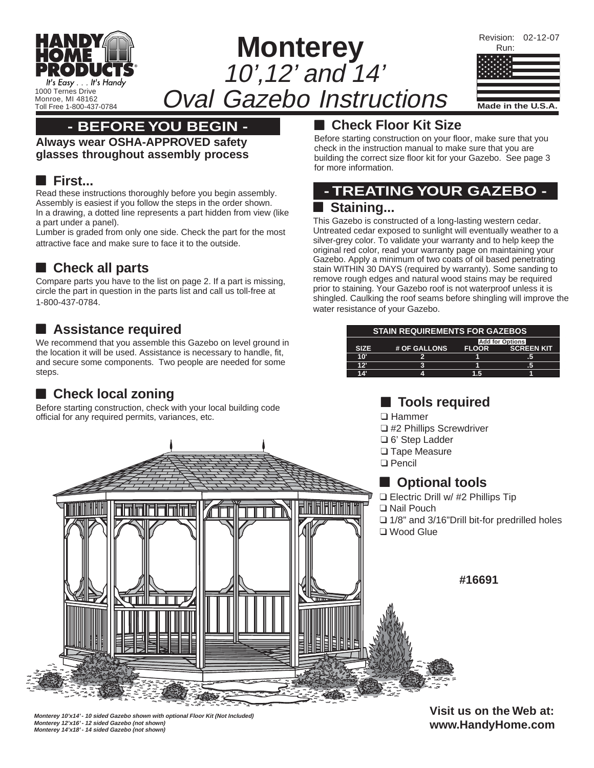**HANDY HOME PRODUCTS**
It's Easy . . . It's Handy
1000 Ternes Drive
Monroe, MI 48162
Toll Free 1-800-437-0784

# Monterey
## 10',12' and 14' Oval Gazebo Instructions

Revision: 02-12-07
Run:

Made in the U.S.A.

## - BEFORE YOU BEGIN -

**Always wear OSHA-APPROVED safety glasses throughout assembly process**

### First...

Read these instructions thoroughly before you begin assembly. Assembly is easiest if you follow the steps in the order shown. In a drawing, a dotted line represents a part hidden from view (like a part under a panel).

Lumber is graded from only one side. Check the part for the most attractive face and make sure to face it to the outside.

### Check all parts

Compare parts you have to the list on page 2. If a part is missing, circle the part in question in the parts list and call us toll-free at 1-800-437-0784.

### Assistance required

We recommend that you assemble this Gazebo on level ground in the location it will be used. Assistance is necessary to handle, fit, and secure some components. Two people are needed for some steps.

### Check local zoning

Before starting construction, check with your local building code official for any required permits, variances, etc.

### Check Floor Kit Size

Before starting construction on your floor, make sure that you check in the instruction manual to make sure that you are building the correct size floor kit for your Gazebo. See page 3 for more information.

## - TREATING YOUR GAZEBO -

### Staining...

This Gazebo is constructed of a long-lasting western cedar. Untreated cedar exposed to sunlight will eventually weather to a silver-grey color. To validate your warranty and to help keep the original red color, read your warranty page on maintaining your Gazebo. Apply a minimum of two coats of oil based penetrating stain WITHIN 30 DAYS (required by warranty). Some sanding to remove rough edges and natural wood stains may be required prior to staining. Your Gazebo roof is not waterproof unless it is shingled. Caulking the roof seams before shingling will improve the water resistance of your Gazebo.

**STAIN REQUIREMENTS FOR GAZEBOS**

| SIZE | # OF GALLONS | Add for Options: FLOOR | SCREEN KIT |
|---|---|---|---|
| 10' | 2 | 1 | .5 |
| 12' | 3 | 1 | .5 |
| 14' | 4 | 1.5 | 1 |

### Tools required

- ❑ Hammer
- ❑ #2 Phillips Screwdriver
- ❑ 6' Step Ladder
- ❑ Tape Measure
- ❑ Pencil

### Optional tools

- ❑ Electric Drill w/ #2 Phillips Tip
- ❑ Nail Pouch
- ❑ 1/8" and 3/16"Drill bit-for predrilled holes
- ❑ Wood Glue

**#16691**

*Monterey 10'x14' - 10 sided Gazebo shown with optional Floor Kit (Not Included)*
*Monterey 12'x16' - 12 sided Gazebo (not shown)*
*Monterey 14'x18' - 14 sided Gazebo (not shown)*

**Visit us on the Web at: www.HandyHome.com**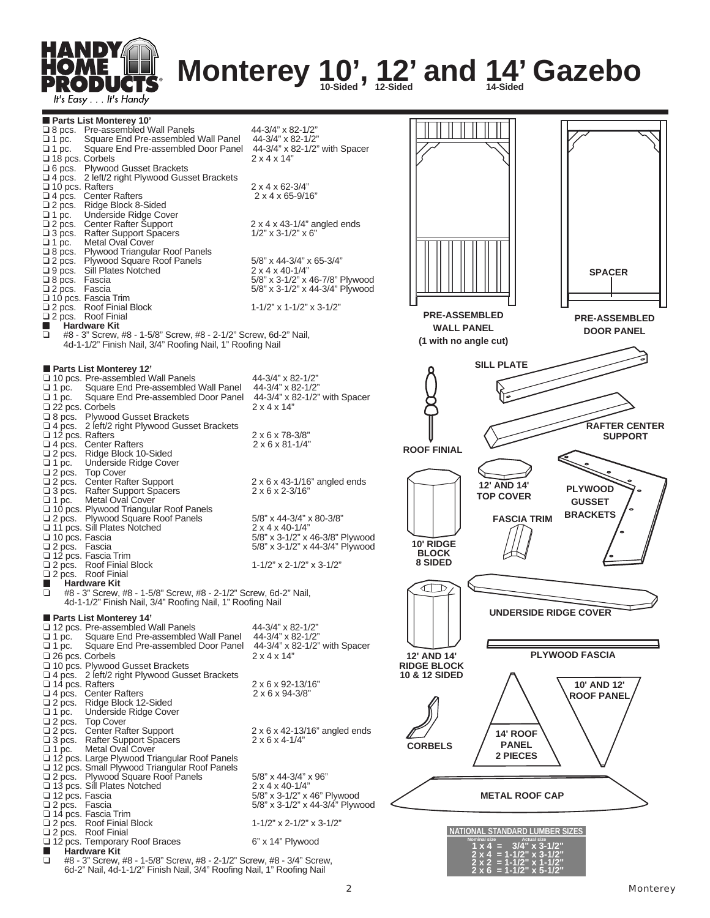# Monterey 10', 12' and 14' Gazebo

10-Sided, 12-Sided, 14-Sided

## Parts List Monterey 10'

| Qty | Part | Size |
|---|---|---|
| ❑ 8 pcs. | Pre-assembled Wall Panels | 44-3/4" x 82-1/2" |
| ❑ 1 pc. | Square End Pre-assembled Wall Panel | 44-3/4" x 82-1/2" |
| ❑ 1 pc. | Square End Pre-assembled Door Panel | 44-3/4" x 82-1/2" with Spacer |
| ❑ 18 pcs. | Corbels | 2 x 4 x 14" |
| ❑ 6 pcs. | Plywood Gusset Brackets | |
| ❑ 4 pcs. | 2 left/2 right Plywood Gusset Brackets | |
| ❑ 10 pcs. | Rafters | 2 x 4 x 62-3/4" |
| ❑ 4 pcs. | Center Rafters | 2 x 4 x 65-9/16" |
| ❑ 2 pcs. | Ridge Block 8-Sided | |
| ❑ 1 pc. | Underside Ridge Cover | |
| ❑ 2 pcs. | Center Rafter Support | 2 x 4 x 43-1/4" angled ends |
| ❑ 3 pcs. | Rafter Support Spacers | 1/2" x 3-1/2" x 6" |
| ❑ 1 pc. | Metal Oval Cover | |
| ❑ 8 pcs. | Plywood Triangular Roof Panels | |
| ❑ 2 pcs. | Plywood Square Roof Panels | 5/8" x 44-3/4" x 65-3/4" |
| ❑ 9 pcs. | Sill Plates Notched | 2 x 4 x 40-1/4" |
| ❑ 8 pcs. | Fascia | 5/8" x 3-1/2" x 46-7/8" Plywood |
| ❑ 2 pcs. | Fascia | 5/8" x 3-1/2" x 44-3/4" Plywood |
| ❑ 10 pcs. | Fascia Trim | |
| ❑ 2 pcs. | Roof Finial Block | 1-1/2" x 1-1/2" x 3-1/2" |
| ❑ 2 pcs. | Roof Finial | |

**Hardware Kit**

❑ #8 - 3" Screw, #8 - 1-5/8" Screw, #8 - 2-1/2" Screw, 6d-2" Nail, 4d-1-1/2" Finish Nail, 3/4" Roofing Nail, 1" Roofing Nail

## Parts List Monterey 12'

| Qty | Part | Size |
|---|---|---|
| ❑ 10 pcs. | Pre-assembled Wall Panels | 44-3/4" x 82-1/2" |
| ❑ 1 pc. | Square End Pre-assembled Wall Panel | 44-3/4" x 82-1/2" |
| ❑ 1 pc. | Square End Pre-assembled Door Panel | 44-3/4" x 82-1/2" with Spacer |
| ❑ 22 pcs. | Corbels | 2 x 4 x 14" |
| ❑ 8 pcs. | Plywood Gusset Brackets | |
| ❑ 4 pcs. | 2 left/2 right Plywood Gusset Brackets | |
| ❑ 12 pcs. | Rafters | 2 x 6 x 78-3/8" |
| ❑ 4 pcs. | Center Rafters | 2 x 6 x 81-1/4" |
| ❑ 2 pcs. | Ridge Block 10-Sided | |
| ❑ 1 pc. | Underside Ridge Cover | |
| ❑ 2 pcs. | Top Cover | |
| ❑ 2 pcs. | Center Rafter Support | 2 x 6 x 43-1/16" angled ends |
| ❑ 3 pcs. | Rafter Support Spacers | 2 x 6 x 2-3/16" |
| ❑ 1 pc. | Metal Oval Cover | |
| ❑ 10 pcs. | Plywood Triangular Roof Panels | |
| ❑ 2 pcs. | Plywood Square Roof Panels | 5/8" x 44-3/4" x 80-3/8" |
| ❑ 11 pcs. | Sill Plates Notched | 2 x 4 x 40-1/4" |
| ❑ 10 pcs. | Fascia | 5/8" x 3-1/2" x 46-3/8" Plywood |
| ❑ 2 pcs. | Fascia | 5/8" x 3-1/2" x 44-3/4" Plywood |
| ❑ 12 pcs. | Fascia Trim | |
| ❑ 2 pcs. | Roof Finial Block | 1-1/2" x 2-1/2" x 3-1/2" |
| ❑ 2 pcs. | Roof Finial | |

**Hardware Kit**

❑ #8 - 3" Screw, #8 - 1-5/8" Screw, #8 - 2-1/2" Screw, 6d-2" Nail, 4d-1-1/2" Finish Nail, 3/4" Roofing Nail, 1" Roofing Nail

## Parts List Monterey 14'

| Qty | Part | Size |
|---|---|---|
| ❑ 12 pcs. | Pre-assembled Wall Panels | 44-3/4" x 82-1/2" |
| ❑ 1 pc. | Square End Pre-assembled Wall Panel | 44-3/4" x 82-1/2" |
| ❑ 1 pc. | Square End Pre-assembled Door Panel | 44-3/4" x 82-1/2" with Spacer |
| ❑ 26 pcs. | Corbels | 2 x 4 x 14" |
| ❑ 10 pcs. | Plywood Gusset Brackets | |
| ❑ 4 pcs. | 2 left/2 right Plywood Gusset Brackets | |
| ❑ 14 pcs. | Rafters | 2 x 6 x 92-13/16" |
| ❑ 4 pcs. | Center Rafters | 2 x 6 x 94-3/8" |
| ❑ 2 pcs. | Ridge Block 12-Sided | |
| ❑ 1 pc. | Underside Ridge Cover | |
| ❑ 2 pcs. | Top Cover | |
| ❑ 2 pcs. | Center Rafter Support | 2 x 6 x 42-13/16" angled ends |
| ❑ 3 pcs. | Rafter Support Spacers | 2 x 6 x 4-1/4" |
| ❑ 1 pc. | Metal Oval Cover | |
| ❑ 12 pcs. | Large Plywood Triangular Roof Panels | |
| ❑ 12 pcs. | Small Plywood Triangular Roof Panels | |
| ❑ 2 pcs. | Plywood Square Roof Panels | 5/8" x 44-3/4" x 96" |
| ❑ 13 pcs. | Sill Plates Notched | 2 x 4 x 40-1/4" |
| ❑ 12 pcs. | Fascia | 5/8" x 3-1/2" x 46" Plywood |
| ❑ 2 pcs. | Fascia | 5/8" x 3-1/2" x 44-3/4" Plywood |
| ❑ 14 pcs. | Fascia Trim | |
| ❑ 2 pcs. | Roof Finial Block | 1-1/2" x 2-1/2" x 3-1/2" |
| ❑ 2 pcs. | Roof Finial | |
| ❑ 12 pcs. | Temporary Roof Braces | 6" x 14" Plywood |

**Hardware Kit**

❑ #8 - 3" Screw, #8 - 1-5/8" Screw, #8 - 2-1/2" Screw, #8 - 3/4" Screw, 6d-2" Nail, 4d-1-1/2" Finish Nail, 3/4" Roofing Nail, 1" Roofing Nail

PRE-ASSEMBLED WALL PANEL (1 with no angle cut)

SPACER

PRE-ASSEMBLED DOOR PANEL

SILL PLATE

ROOF FINIAL

RAFTER CENTER SUPPORT

12' AND 14' TOP COVER

PLYWOOD GUSSET BRACKETS

FASCIA TRIM

10' RIDGE BLOCK 8 SIDED

UNDERSIDE RIDGE COVER

12' AND 14' RIDGE BLOCK 10 & 12 SIDED

PLYWOOD FASCIA

10' AND 12' ROOF PANEL

CORBELS

14' ROOF PANEL 2 PIECES

METAL ROOF CAP

**NATIONAL STANDARD LUMBER SIZES**

| Nominal size | Actual size |
|---|---|
| 1 x 4 | 3/4" x 3-1/2" |
| 2 x 4 | 1-1/2" x 3-1/2" |
| 2 x 2 | 1-1/2" x 1-1/2" |
| 2 x 6 | 1-1/2" x 5-1/2" |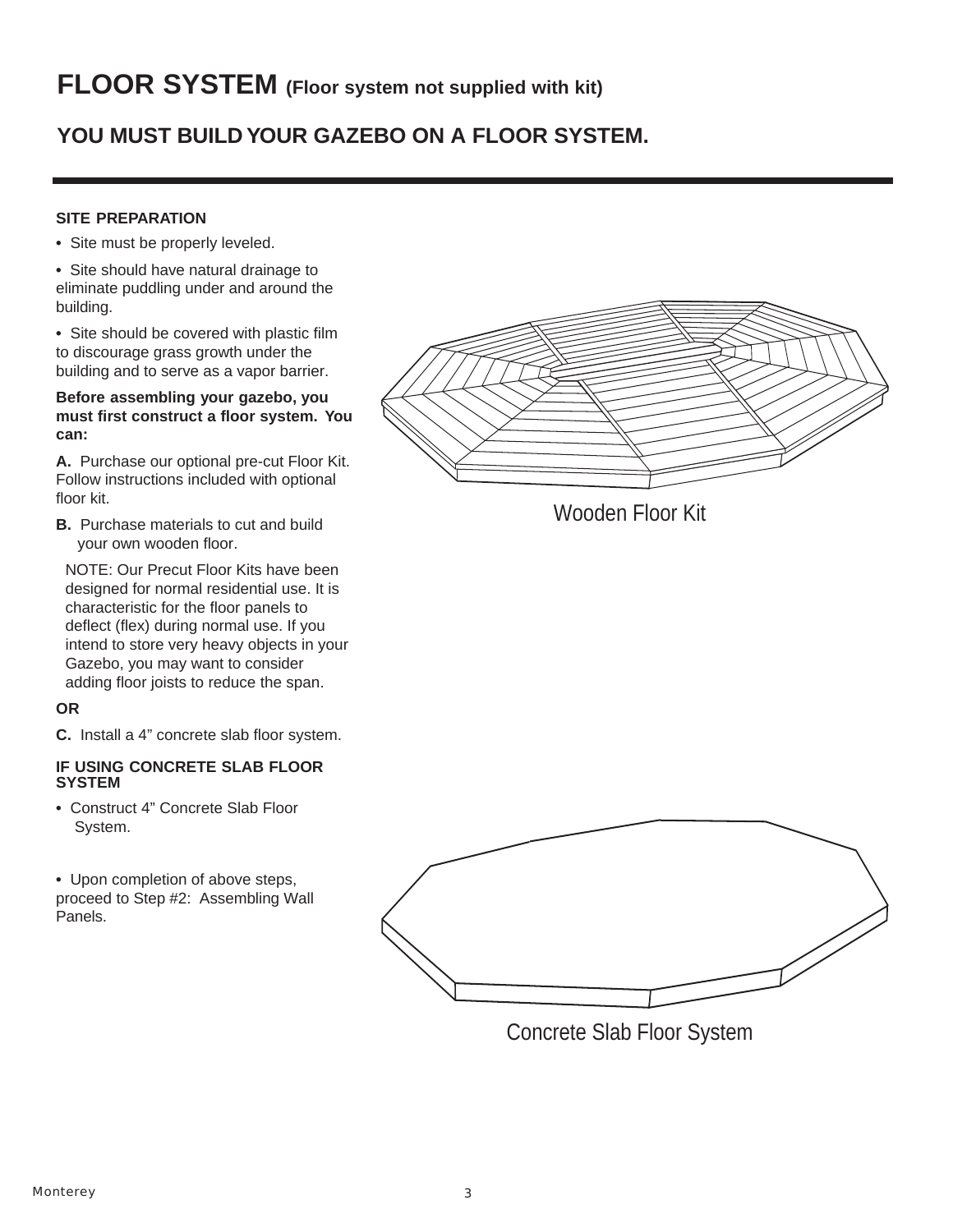# FLOOR SYSTEM (Floor system not supplied with kit)

## YOU MUST BUILD YOUR GAZEBO ON A FLOOR SYSTEM.

**SITE PREPARATION**

- Site must be properly leveled.
- Site should have natural drainage to eliminate puddling under and around the building.
- Site should be covered with plastic film to discourage grass growth under the building and to serve as a vapor barrier.

**Before assembling your gazebo, you must first construct a floor system. You can:**

**A.** Purchase our optional pre-cut Floor Kit. Follow instructions included with optional floor kit.

**B.** Purchase materials to cut and build your own wooden floor.

NOTE: Our Precut Floor Kits have been designed for normal residential use. It is characteristic for the floor panels to deflect (flex) during normal use. If you intend to store very heavy objects in your Gazebo, you may want to consider adding floor joists to reduce the span.

**OR**

**C.** Install a 4" concrete slab floor system.

**IF USING CONCRETE SLAB FLOOR SYSTEM**

- Construct 4" Concrete Slab Floor System.

- Upon completion of above steps, proceed to Step #2: Assembling Wall Panels.

Wooden Floor Kit

Concrete Slab Floor System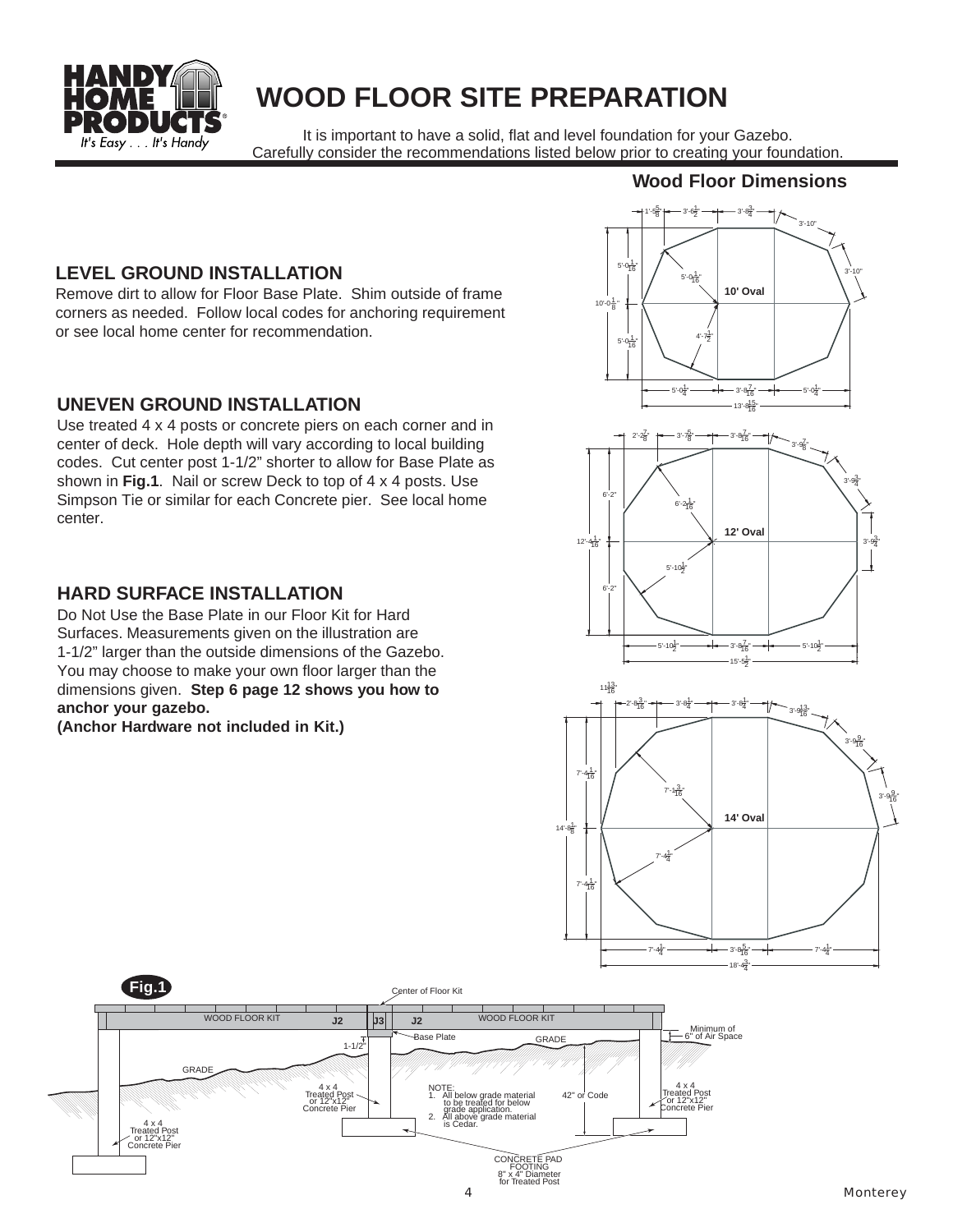# WOOD FLOOR SITE PREPARATION

It is important to have a solid, flat and level foundation for your Gazebo. Carefully consider the recommendations listed below prior to creating your foundation.

## LEVEL GROUND INSTALLATION

Remove dirt to allow for Floor Base Plate. Shim outside of frame corners as needed. Follow local codes for anchoring requirement or see local home center for recommendation.

## UNEVEN GROUND INSTALLATION

Use treated 4 x 4 posts or concrete piers on each corner and in center of deck. Hole depth will vary according to local building codes. Cut center post 1-1/2" shorter to allow for Base Plate as shown in **Fig.1**. Nail or screw Deck to top of 4 x 4 posts. Use Simpson Tie or similar for each Concrete pier. See local home center.

## HARD SURFACE INSTALLATION

Do Not Use the Base Plate in our Floor Kit for Hard Surfaces. Measurements given on the illustration are 1-1/2" larger than the outside dimensions of the Gazebo. You may choose to make your own floor larger than the dimensions given. **Step 6 page 12 shows you how to anchor your gazebo.**
**(Anchor Hardware not included in Kit.)**

## Wood Floor Dimensions

**10' Oval:** 1'-5/8", 3'-6 1/2", 3'-8 3/4", 3'-10", 3'-10", 5'-0 1/16", 5'-0 1/16", 10'-0 1/8", 5'-0 1/16", 4'-7 1/2", 5'-0 1/4", 3'-8 7/16", 5'-0 1/4", 13'-8 15/16"

**12' Oval:** 2'-2 7/8", 3'-7 5/8", 3'-8 7/16", 3'-9 7/8", 3'-9 3/4", 6'-2", 6'-2 1/16", 12'-4 1/16", 3'-9 3/4", 5'-10 1/2", 6'-2", 5'-10 1/2", 3'-8 7/16", 5'-10 1/2", 15'-5 1/2"

**14' Oval:** 11 13/16", 2'-8 3/16", 3'-8 1/4", 3'-8 1/4", 3'-9 13/16", 3'-9 9/16", 7'-4 1/16", 7'-1 3/16", 3'-9 9/16", 14'-8 1/8", 7'-4 1/4", 7'-4 1/16", 7'-4 1/4", 3'-8 5/16", 7'-4 1/4", 18'-4 3/4"

**Fig.1**

Center of Floor Kit — WOOD FLOOR KIT — J2 — J3 — J2 — WOOD FLOOR KIT — Base Plate — 1-1/2" — GRADE — Minimum of 6" of Air Space — 4 x 4 Treated Post or 12"x12" Concrete Pier — 42" or Code — CONCRETE PAD FOOTING 8" x 4" Diameter for Treated Post

NOTE:
1. All below grade material to be treated for below grade application.
2. All above grade material is Cedar.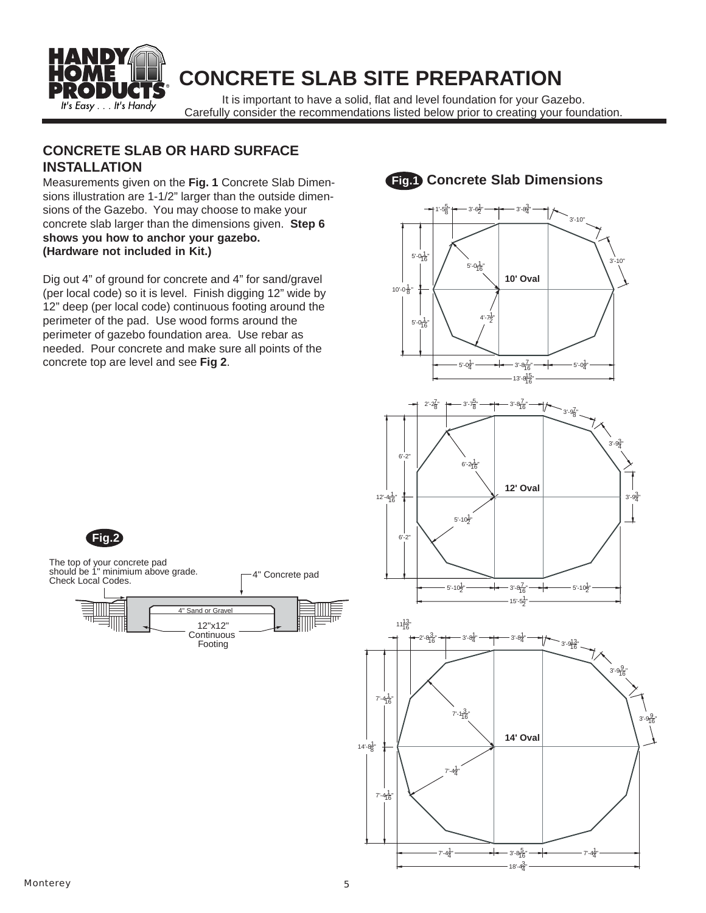# CONCRETE SLAB SITE PREPARATION

It is important to have a solid, flat and level foundation for your Gazebo. Carefully consider the recommendations listed below prior to creating your foundation.

## CONCRETE SLAB OR HARD SURFACE INSTALLATION

Measurements given on the **Fig. 1** Concrete Slab Dimensions illustration are 1-1/2" larger than the outside dimensions of the Gazebo. You may choose to make your concrete slab larger than the dimensions given. **Step 6 shows you how to anchor your gazebo. (Hardware not included in Kit.)**

Dig out 4" of ground for concrete and 4" for sand/gravel (per local code) so it is level. Finish digging 12" wide by 12" deep (per local code) continuous footing around the perimeter of the pad. Use wood forms around the perimeter of gazebo foundation area. Use rebar as needed. Pour concrete and make sure all points of the concrete top are level and see **Fig 2**.

**Fig.1** Concrete Slab Dimensions

**10' Oval**: 1'-5 5/8", 3'-6 1/2", 3'-8 3/4", 3'-10", 3'-10", 5'-0 1/16", 5'-0 1/16", 10'-0 1/8", 4'-7 1/2", 5'-0 1/16", 5'-0 1/4", 3'-8 7/16", 5'-0 1/4", 13'-8 15/16"

**12' Oval**: 2'-2 7/8", 3'-7 5/8", 3'-8 7/16", 3'-9 7/8", 3'-9 3/4", 6'-2", 6'-2 1/16", 12'-4 1/16", 3'-9 3/4", 5'-10 1/2", 6'-2", 5'-10 1/2", 3'-8 7/16", 5'-10 1/2", 15'-5 1/2"

**14' Oval**: 11 13/16", 2'-8 3/16", 3'-8 1/4", 3'-8 1/4", 3'-9 13/16", 3'-9 9/16", 7'-4 1/16", 7'-1 3/16", 3'-9 9/16", 14'-8 1/8", 7'-4 1/4", 7'-4 1/16", 7'-4 1/4", 3'-8 5/16", 7'-4 1/4", 18'-4 3/4"

**Fig.2**

The top of your concrete pad should be 1" minimium above grade. Check Local Codes.

4" Concrete pad

4" Sand or Gravel

12"x12" Continuous Footing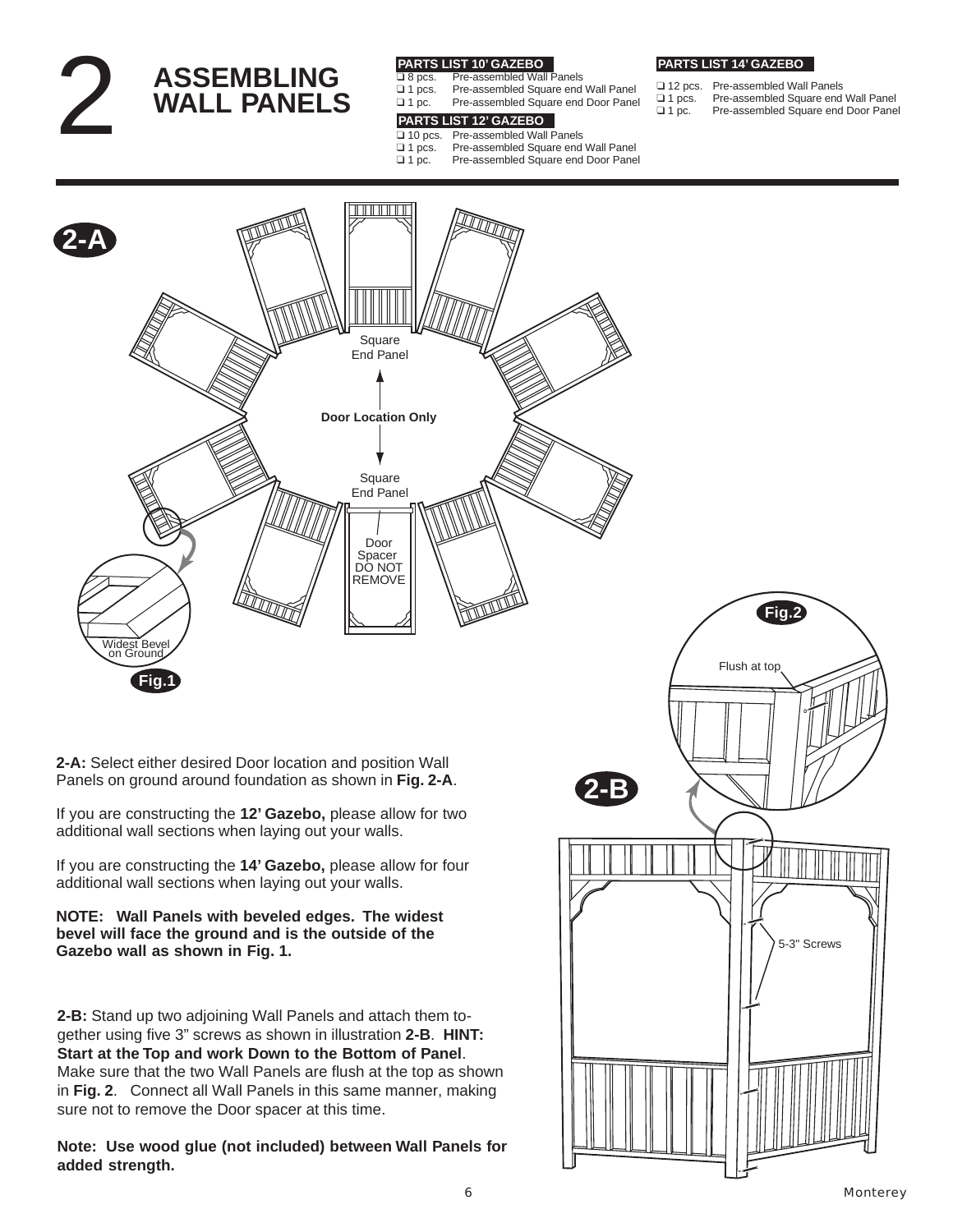# 2 ASSEMBLING WALL PANELS

**PARTS LIST 10' GAZEBO**

- ❑ 8 pcs. Pre-assembled Wall Panels
- ❑ 1 pcs. Pre-assembled Square end Wall Panel
- ❑ 1 pc. Pre-assembled Square end Door Panel

**PARTS LIST 12' GAZEBO**

- ❑ 10 pcs. Pre-assembled Wall Panels
- ❑ 1 pcs. Pre-assembled Square end Wall Panel
- ❑ 1 pc. Pre-assembled Square end Door Panel

**PARTS LIST 14' GAZEBO**

- ❑ 12 pcs. Pre-assembled Wall Panels
- ❑ 1 pcs. Pre-assembled Square end Wall Panel
- ❑ 1 pc. Pre-assembled Square end Door Panel

**2-A**

Square End Panel

**Door Location Only**

Square End Panel

Door Spacer DO NOT REMOVE

Widest Bevel on Ground

**Fig.1**

**Fig.2**

Flush at top

**2-B**

5-3" Screws

**2-A:** Select either desired Door location and position Wall Panels on ground around foundation as shown in **Fig. 2-A**.

If you are constructing the **12' Gazebo,** please allow for two additional wall sections when laying out your walls.

If you are constructing the **14' Gazebo,** please allow for four additional wall sections when laying out your walls.

**NOTE: Wall Panels with beveled edges. The widest bevel will face the ground and is the outside of the Gazebo wall as shown in Fig. 1.**

**2-B:** Stand up two adjoining Wall Panels and attach them together using five 3" screws as shown in illustration **2-B**. **HINT: Start at the Top and work Down to the Bottom of Panel**. Make sure that the two Wall Panels are flush at the top as shown in **Fig. 2**. Connect all Wall Panels in this same manner, making sure not to remove the Door spacer at this time.

**Note: Use wood glue (not included) between Wall Panels for added strength.**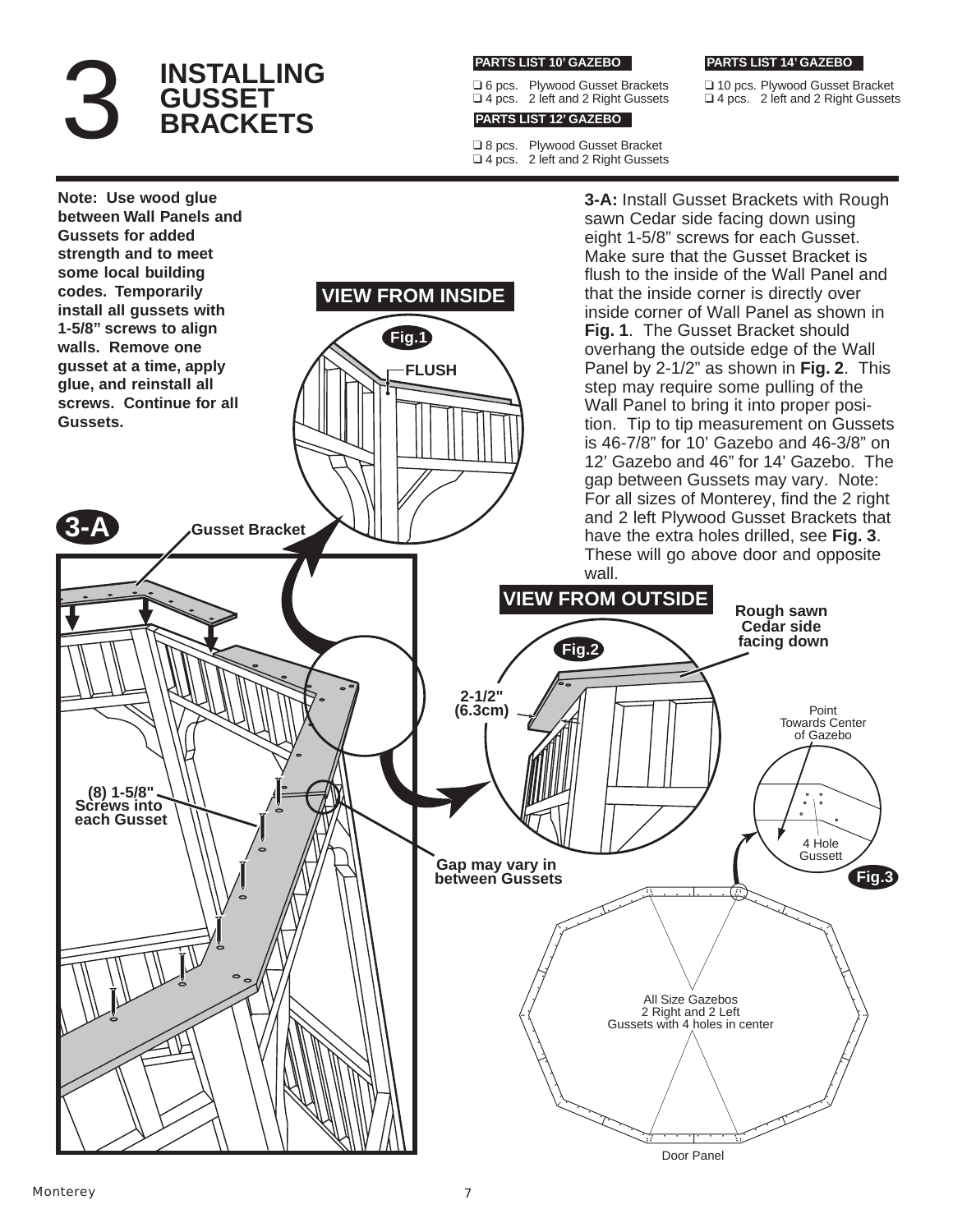# 3 INSTALLING GUSSET BRACKETS

**PARTS LIST 10' GAZEBO**

- ❑ 6 pcs. Plywood Gusset Brackets
- ❑ 4 pcs. 2 left and 2 Right Gussets

**PARTS LIST 12' GAZEBO**

- ❑ 8 pcs. Plywood Gusset Bracket
- ❑ 4 pcs. 2 left and 2 Right Gussets

**PARTS LIST 14' GAZEBO**

- ❑ 10 pcs. Plywood Gusset Bracket
- ❑ 4 pcs. 2 left and 2 Right Gussets

**Note: Use wood glue between Wall Panels and Gussets for added strength and to meet some local building codes. Temporarily install all gussets with 1-5/8" screws to align walls. Remove one gusset at a time, apply glue, and reinstall all screws. Continue for all Gussets.**

**3-A:** Install Gusset Brackets with Rough sawn Cedar side facing down using eight 1-5/8" screws for each Gusset. Make sure that the Gusset Bracket is flush to the inside of the Wall Panel and that the inside corner is directly over inside corner of Wall Panel as shown in **Fig. 1**. The Gusset Bracket should overhang the outside edge of the Wall Panel by 2-1/2" as shown in **Fig. 2**. This step may require some pulling of the Wall Panel to bring it into proper position. Tip to tip measurement on Gussets is 46-7/8" for 10' Gazebo and 46-3/8" on 12' Gazebo and 46" for 14' Gazebo. The gap between Gussets may vary. Note: For all sizes of Monterey, find the 2 right and 2 left Plywood Gusset Brackets that have the extra holes drilled, see **Fig. 3**. These will go above door and opposite wall.

**VIEW FROM INSIDE**

**Fig.1** — FLUSH

**3-A** — Gusset Bracket; (8) 1-5/8" Screws into each Gusset; Gap may vary in between Gussets

**VIEW FROM OUTSIDE**

**Fig.2** — 2-1/2" (6.3cm); Rough sawn Cedar side facing down

**Fig.3** — Point Towards Center of Gazebo; 4 Hole Gusset; All Size Gazebos 2 Right and 2 Left Gussets with 4 holes in center; Door Panel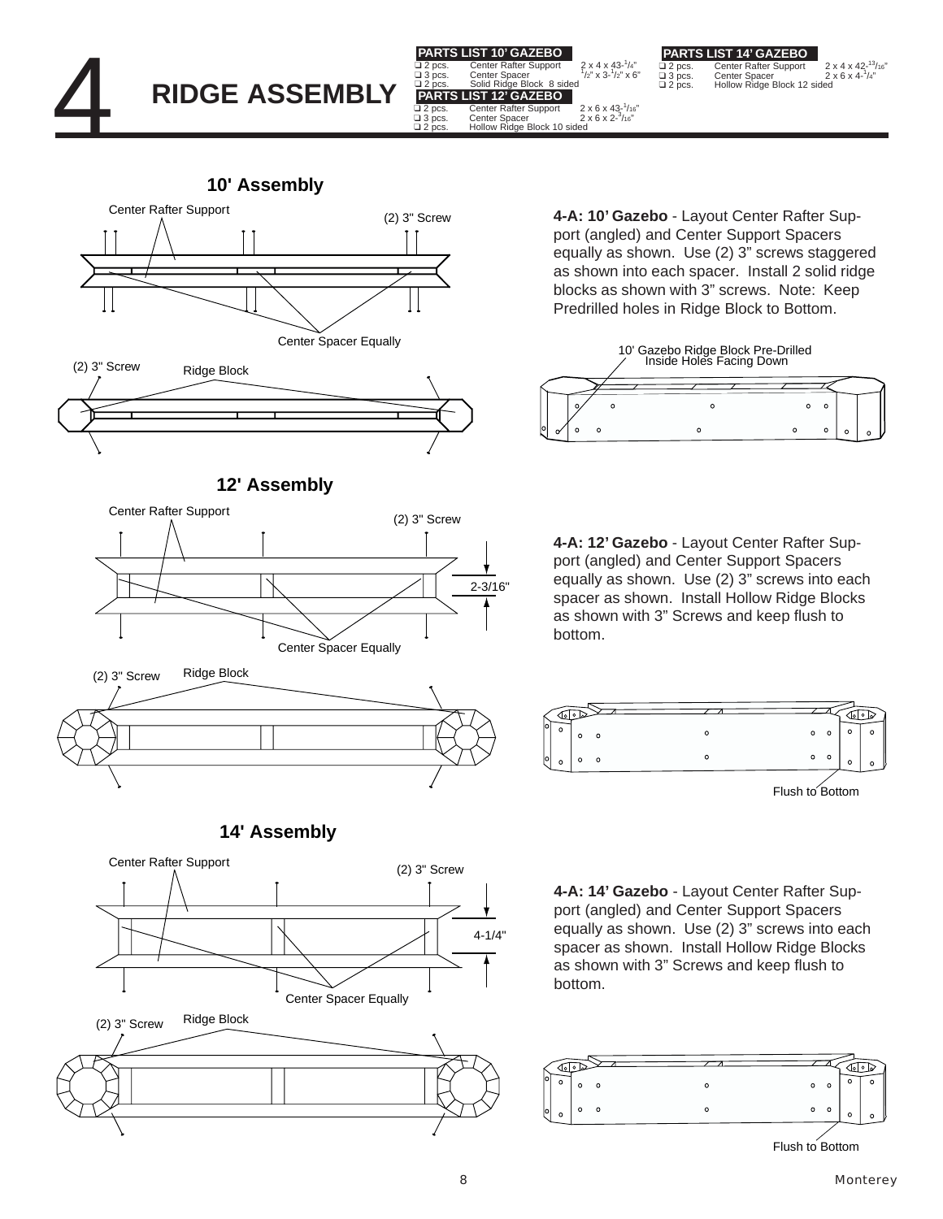# 4 RIDGE ASSEMBLY

**PARTS LIST 10' GAZEBO**

| Qty | Part | Size |
| --- | --- | --- |
| ❑ 2 pcs. | Center Rafter Support | 2 x 4 x 43-1/4" |
| ❑ 3 pcs. | Center Spacer | 1/2" x 3-1/2" x 6" |
| ❑ 2 pcs. | Solid Ridge Block 8 sided | |

**PARTS LIST 12' GAZEBO**

| Qty | Part | Size |
| --- | --- | --- |
| ❑ 2 pcs. | Center Rafter Support | 2 x 6 x 43-1/16" |
| ❑ 3 pcs. | Center Spacer | 2 x 6 x 2-3/16" |
| ❑ 2 pcs. | Hollow Ridge Block 10 sided | |

**PARTS LIST 14' GAZEBO**

| Qty | Part | Size |
| --- | --- | --- |
| ❑ 2 pcs. | Center Rafter Support | 2 x 4 x 42-13/16" |
| ❑ 3 pcs. | Center Spacer | 2 x 6 x 4-1/4" |
| ❑ 2 pcs. | Hollow Ridge Block 12 sided | |

## 10' Assembly

Center Rafter Support — (2) 3" Screw — Center Spacer Equally

(2) 3" Screw — Ridge Block

**4-A: 10' Gazebo** - Layout Center Rafter Support (angled) and Center Support Spacers equally as shown. Use (2) 3" screws staggered as shown into each spacer. Install 2 solid ridge blocks as shown with 3" screws. Note: Keep Predrilled holes in Ridge Block to Bottom.

10' Gazebo Ridge Block Pre-Drilled Inside Holes Facing Down

## 12' Assembly

Center Rafter Support — (2) 3" Screw — 2-3/16" — Center Spacer Equally

(2) 3" Screw — Ridge Block

**4-A: 12' Gazebo** - Layout Center Rafter Support (angled) and Center Support Spacers equally as shown. Use (2) 3" screws into each spacer as shown. Install Hollow Ridge Blocks as shown with 3" Screws and keep flush to bottom.

Flush to Bottom

## 14' Assembly

Center Rafter Support — (2) 3" Screw — 4-1/4" — Center Spacer Equally

(2) 3" Screw — Ridge Block

**4-A: 14' Gazebo** - Layout Center Rafter Support (angled) and Center Support Spacers equally as shown. Use (2) 3" screws into each spacer as shown. Install Hollow Ridge Blocks as shown with 3" Screws and keep flush to bottom.

Flush to Bottom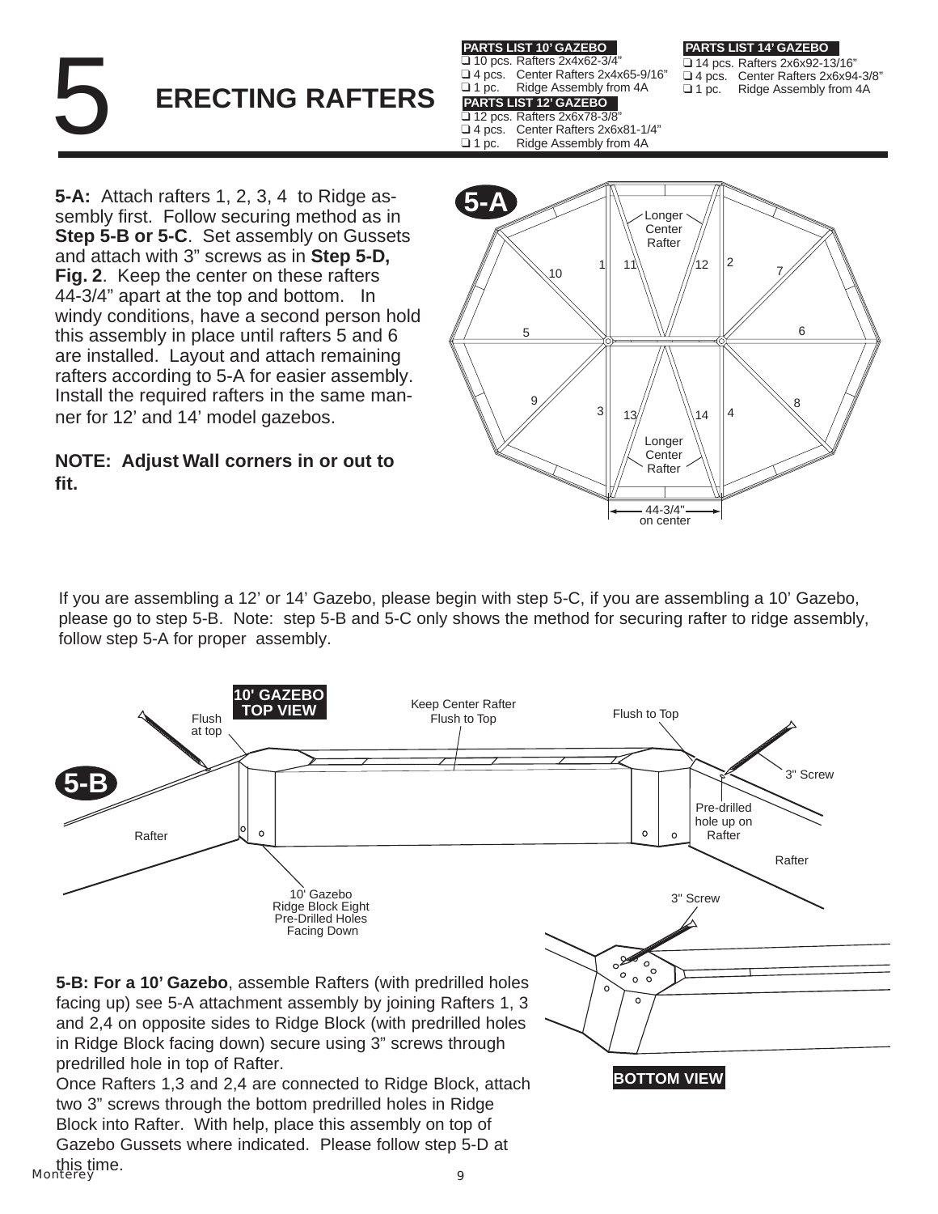# 5 ERECTING RAFTERS

**PARTS LIST 10' GAZEBO**
- ❑ 10 pcs. Rafters 2x4x62-3/4"
- ❑ 4 pcs. Center Rafters 2x4x65-9/16"
- ❑ 1 pc. Ridge Assembly from 4A

**PARTS LIST 12' GAZEBO**
- ❑ 12 pcs. Rafters 2x6x78-3/8"
- ❑ 4 pcs. Center Rafters 2x6x81-1/4"
- ❑ 1 pc. Ridge Assembly from 4A

**PARTS LIST 14' GAZEBO**
- ❑ 14 pcs. Rafters 2x6x92-13/16"
- ❑ 4 pcs. Center Rafters 2x6x94-3/8"
- ❑ 1 pc. Ridge Assembly from 4A

**5-A:** Attach rafters 1, 2, 3, 4 to Ridge assembly first. Follow securing method as in **Step 5-B or 5-C**. Set assembly on Gussets and attach with 3" screws as in **Step 5-D, Fig. 2**. Keep the center on these rafters 44-3/4" apart at the top and bottom. In windy conditions, have a second person hold this assembly in place until rafters 5 and 6 are installed. Layout and attach remaining rafters according to 5-A for easier assembly. Install the required rafters in the same manner for 12' and 14' model gazebos.

**NOTE: Adjust Wall corners in or out to fit.**

5-A: Longer Center Rafter; 1, 2, 3, 4, 5, 6, 7, 8, 9, 10, 11, 12, 13, 14; Longer Center Rafter; 44-3/4" on center

If you are assembling a 12' or 14' Gazebo, please begin with step 5-C, if you are assembling a 10' Gazebo, please go to step 5-B. Note: step 5-B and 5-C only shows the method for securing rafter to ridge assembly, follow step 5-A for proper assembly.

5-B: 10' GAZEBO TOP VIEW; Flush at top; Keep Center Rafter Flush to Top; Flush to Top; 3" Screw; Pre-drilled hole up on Rafter; Rafter; Rafter; 10' Gazebo Ridge Block Eight Pre-Drilled Holes Facing Down; 3" Screw; BOTTOM VIEW

**5-B: For a 10' Gazebo**, assemble Rafters (with predrilled holes facing up) see 5-A attachment assembly by joining Rafters 1, 3 and 2,4 on opposite sides to Ridge Block (with predrilled holes in Ridge Block facing down) secure using 3" screws through predrilled hole in top of Rafter.
Once Rafters 1,3 and 2,4 are connected to Ridge Block, attach two 3" screws through the bottom predrilled holes in Ridge Block into Rafter. With help, place this assembly on top of Gazebo Gussets where indicated. Please follow step 5-D at this time.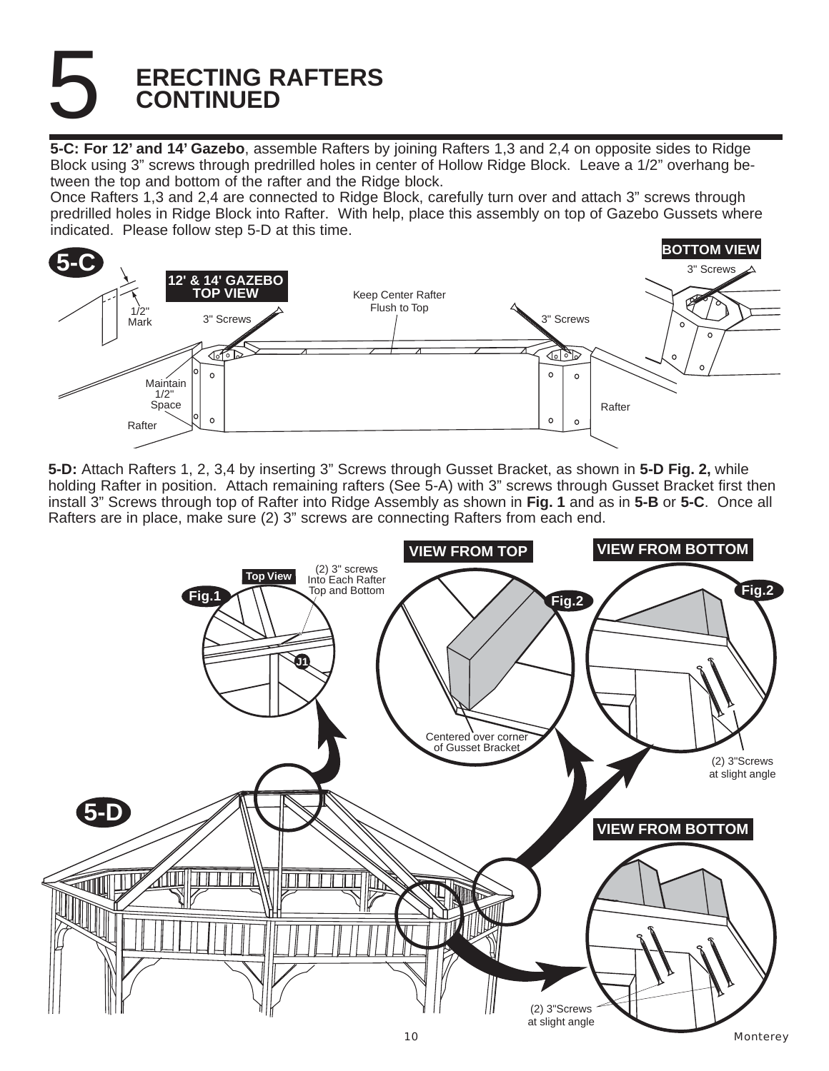# 5 ERECTING RAFTERS CONTINUED

**5-C: For 12' and 14' Gazebo**, assemble Rafters by joining Rafters 1,3 and 2,4 on opposite sides to Ridge Block using 3" screws through predrilled holes in center of Hollow Ridge Block. Leave a 1/2" overhang between the top and bottom of the rafter and the Ridge block.
Once Rafters 1,3 and 2,4 are connected to Ridge Block, carefully turn over and attach 3" screws through predrilled holes in Ridge Block into Rafter. With help, place this assembly on top of Gazebo Gussets where indicated. Please follow step 5-D at this time.

**5-C**

12' & 14' GAZEBO TOP VIEW

1/2" Mark

Maintain 1/2" Space

Rafter

3" Screws

Keep Center Rafter Flush to Top

3" Screws

Rafter

BOTTOM VIEW

3" Screws

**5-D:** Attach Rafters 1, 2, 3,4 by inserting 3" Screws through Gusset Bracket, as shown in **5-D Fig. 2,** while holding Rafter in position. Attach remaining rafters (See 5-A) with 3" screws through Gusset Bracket first then install 3" Screws through top of Rafter into Ridge Assembly as shown in **Fig. 1** and as in **5-B** or **5-C**. Once all Rafters are in place, make sure (2) 3" screws are connecting Rafters from each end.

**5-D**

Fig.1 — Top View

(2) 3" screws Into Each Rafter Top and Bottom

J1

VIEW FROM TOP — Fig.2

Centered over corner of Gusset Bracket

VIEW FROM BOTTOM — Fig.2

(2) 3"Screws at slight angle

VIEW FROM BOTTOM

(2) 3"Screws at slight angle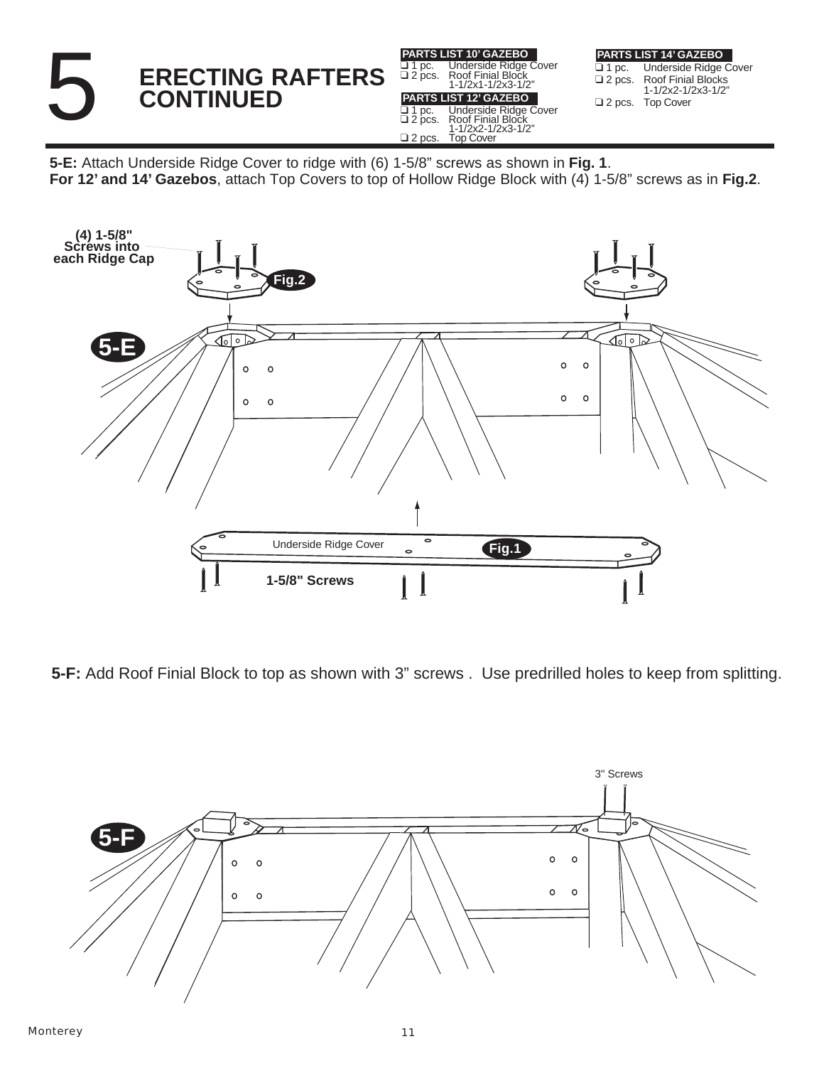# 5 ERECTING RAFTERS CONTINUED

**PARTS LIST 10' GAZEBO**
- ❑ 1 pc. Underside Ridge Cover
- ❑ 2 pcs. Roof Finial Block 1-1/2x1-1/2x3-1/2"

**PARTS LIST 12' GAZEBO**
- ❑ 1 pc. Underside Ridge Cover
- ❑ 2 pcs. Roof Finial Block 1-1/2x2-1/2x3-1/2"
- ❑ 2 pcs. Top Cover

**PARTS LIST 14' GAZEBO**
- ❑ 1 pc. Underside Ridge Cover
- ❑ 2 pcs. Roof Finial Blocks 1-1/2x2-1/2x3-1/2"
- ❑ 2 pcs. Top Cover

**5-E:** Attach Underside Ridge Cover to ridge with (6) 1-5/8" screws as shown in **Fig. 1**.
**For 12' and 14' Gazebos**, attach Top Covers to top of Hollow Ridge Block with (4) 1-5/8" screws as in **Fig.2**.

**5-F:** Add Roof Finial Block to top as shown with 3" screws . Use predrilled holes to keep from splitting.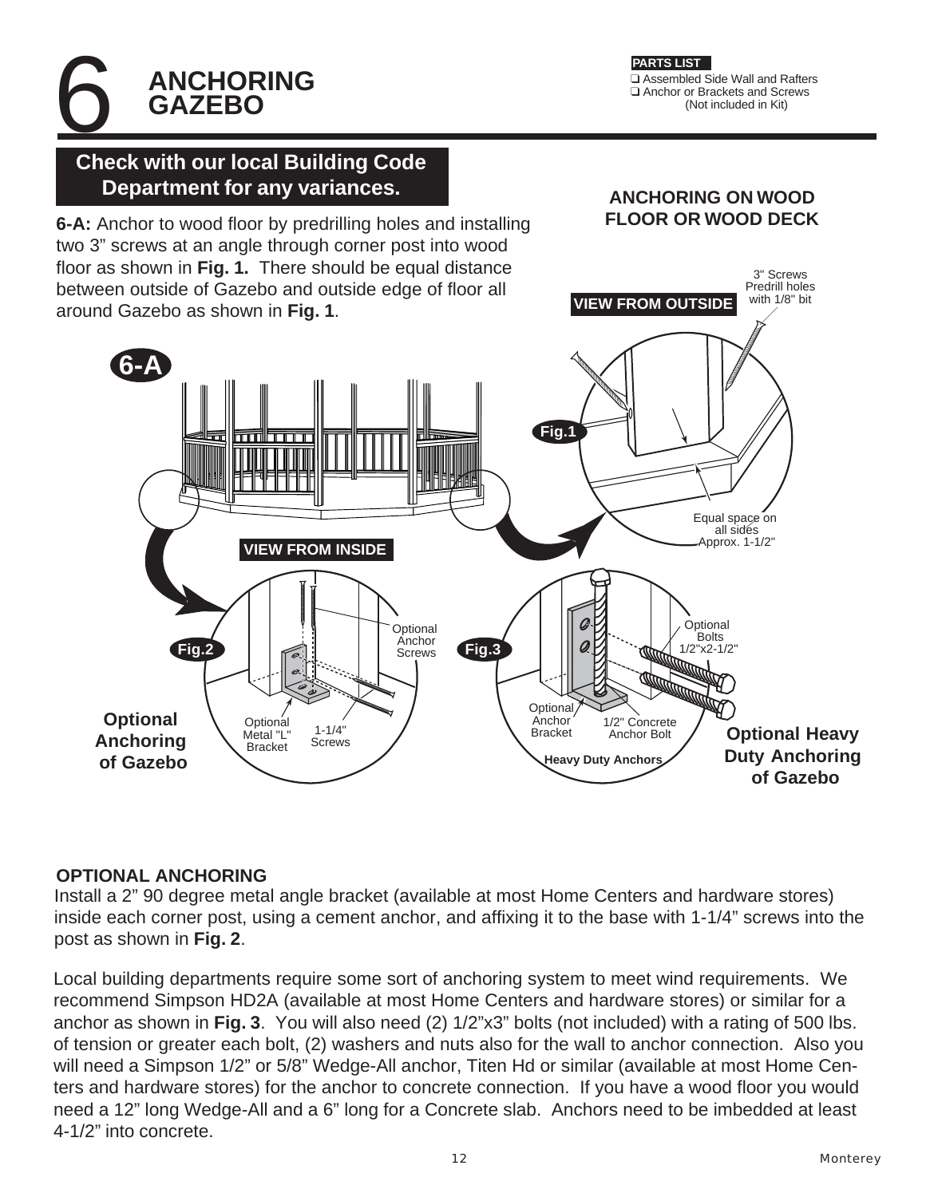# 6 ANCHORING GAZEBO

**PARTS LIST**

- ❑ Assembled Side Wall and Rafters
- ❑ Anchor or Brackets and Screws (Not included in Kit)

**Check with our local Building Code Department for any variances.**

**6-A:** Anchor to wood floor by predrilling holes and installing two 3" screws at an angle through corner post into wood floor as shown in **Fig. 1.** There should be equal distance between outside of Gazebo and outside edge of floor all around Gazebo as shown in **Fig. 1**.

**ANCHORING ON WOOD FLOOR OR WOOD DECK**

6-A

VIEW FROM OUTSIDE

Fig.1

3" Screws Predrill holes with 1/8" bit

Equal space on all sides Approx. 1-1/2"

VIEW FROM INSIDE

Fig.2

Optional Anchor Screws

Optional Metal "L" Bracket

1-1/4" Screws

**Optional Anchoring of Gazebo**

Fig.3

Optional Bolts 1/2"x2-1/2"

Optional Anchor Bracket

1/2" Concrete Anchor Bolt

Heavy Duty Anchors

**Optional Heavy Duty Anchoring of Gazebo**

## OPTIONAL ANCHORING

Install a 2" 90 degree metal angle bracket (available at most Home Centers and hardware stores) inside each corner post, using a cement anchor, and affixing it to the base with 1-1/4" screws into the post as shown in **Fig. 2**.

Local building departments require some sort of anchoring system to meet wind requirements. We recommend Simpson HD2A (available at most Home Centers and hardware stores) or similar for a anchor as shown in **Fig. 3**. You will also need (2) 1/2"x3" bolts (not included) with a rating of 500 lbs. of tension or greater each bolt, (2) washers and nuts also for the wall to anchor connection. Also you will need a Simpson 1/2" or 5/8" Wedge-All anchor, Titen Hd or similar (available at most Home Centers and hardware stores) for the anchor to concrete connection. If you have a wood floor you would need a 12" long Wedge-All and a 6" long for a Concrete slab. Anchors need to be imbedded at least 4-1/2" into concrete.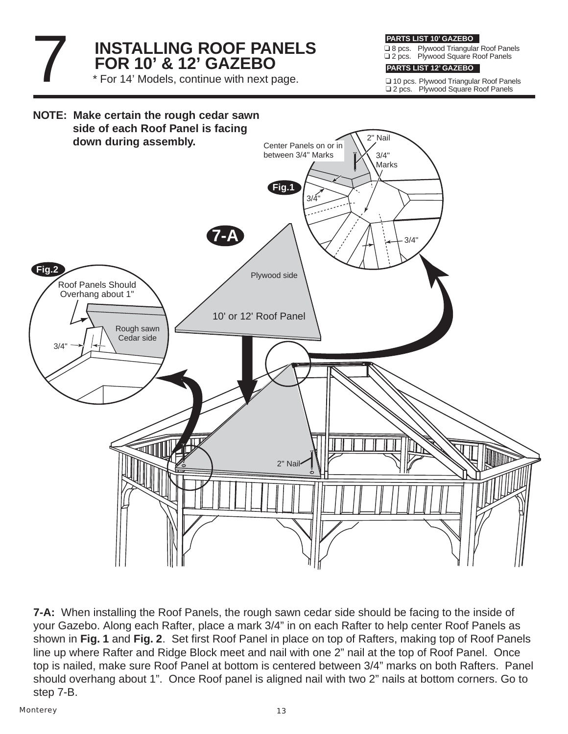# 7 INSTALLING ROOF PANELS FOR 10' & 12' GAZEBO

\* For 14' Models, continue with next page.

**PARTS LIST 10' GAZEBO**

- ❑ 8 pcs. Plywood Triangular Roof Panels
- ❑ 2 pcs. Plywood Square Roof Panels

**PARTS LIST 12' GAZEBO**

- ❑ 10 pcs. Plywood Triangular Roof Panels
- ❑ 2 pcs. Plywood Square Roof Panels

**NOTE: Make certain the rough cedar sawn side of each Roof Panel is facing down during assembly.**

**7-A**

Fig.1: Center Panels on or in between 3/4" Marks; 2" Nail; 3/4" Marks; 3/4"; 3/4"

Fig.2: Roof Panels Should Overhang about 1"; Rough sawn Cedar side; 3/4"

Plywood side; 10' or 12' Roof Panel; 2" Nail

**7-A:** When installing the Roof Panels, the rough sawn cedar side should be facing to the inside of your Gazebo. Along each Rafter, place a mark 3/4" in on each Rafter to help center Roof Panels as shown in **Fig. 1** and **Fig. 2**. Set first Roof Panel in place on top of Rafters, making top of Roof Panels line up where Rafter and Ridge Block meet and nail with one 2" nail at the top of Roof Panel. Once top is nailed, make sure Roof Panel at bottom is centered between 3/4" marks on both Rafters. Panel should overhang about 1". Once Roof panel is aligned nail with two 2" nails at bottom corners. Go to step 7-B.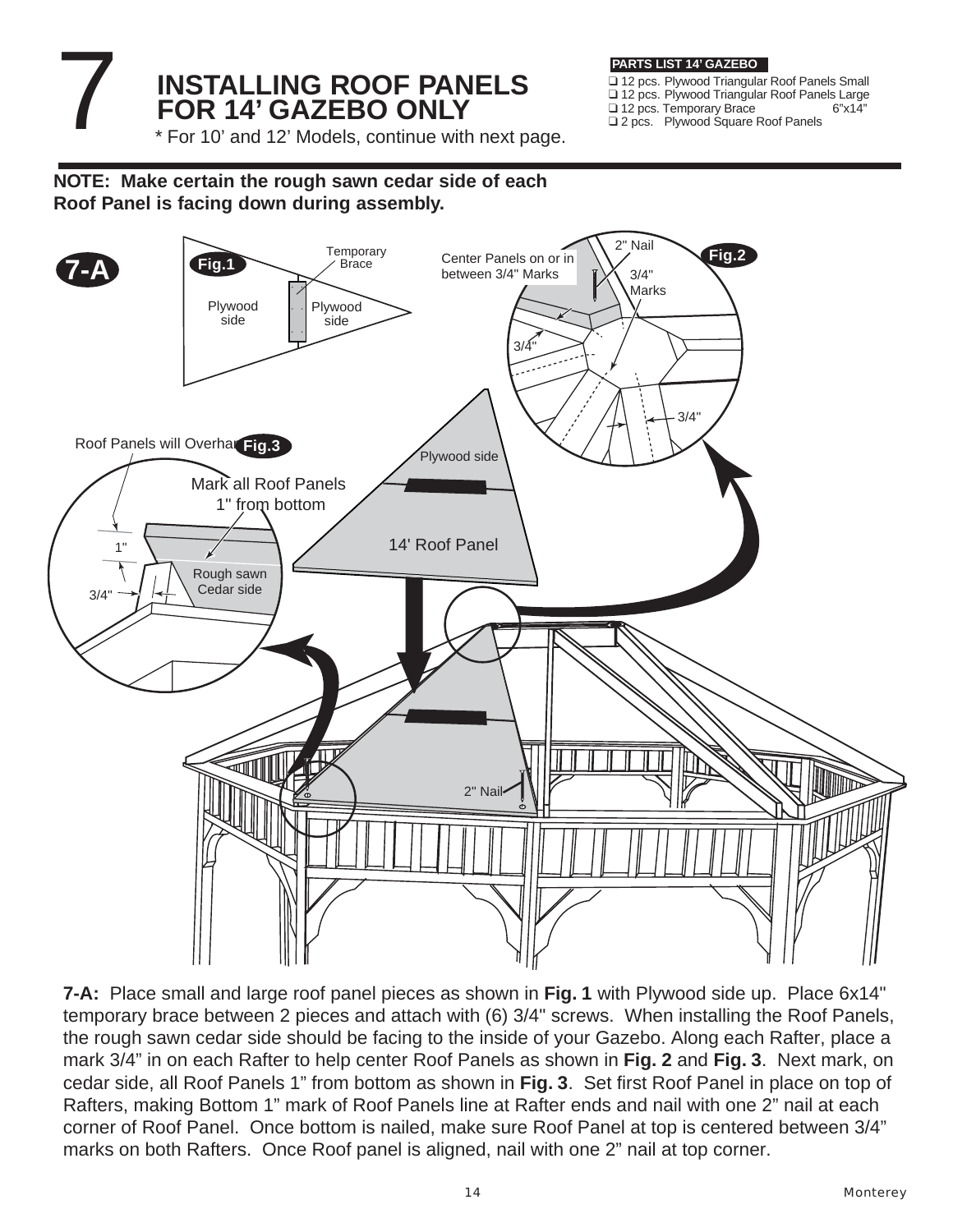# 7 INSTALLING ROOF PANELS FOR 14' GAZEBO ONLY

\* For 10' and 12' Models, continue with next page.

**PARTS LIST 14' GAZEBO**

- ❑ 12 pcs. Plywood Triangular Roof Panels Small
- ❑ 12 pcs. Plywood Triangular Roof Panels Large
- ❑ 12 pcs. Temporary Brace 6"x14"
- ❑ 2 pcs. Plywood Square Roof Panels

**NOTE: Make certain the rough sawn cedar side of each Roof Panel is facing down during assembly.**

**7-A**

Fig.1: Temporary Brace; Plywood side; Plywood side

Fig.2: 2" Nail; Center Panels on or in between 3/4" Marks; 3/4" Marks; 3/4"; 3/4"

Fig.3: Roof Panels will Overhang; Mark all Roof Panels 1" from bottom; 1"; 3/4"; Rough sawn Cedar side

Plywood side; 14' Roof Panel; 2" Nail

**7-A:** Place small and large roof panel pieces as shown in **Fig. 1** with Plywood side up. Place 6x14" temporary brace between 2 pieces and attach with (6) 3/4" screws. When installing the Roof Panels, the rough sawn cedar side should be facing to the inside of your Gazebo. Along each Rafter, place a mark 3/4" in on each Rafter to help center Roof Panels as shown in **Fig. 2** and **Fig. 3**. Next mark, on cedar side, all Roof Panels 1" from bottom as shown in **Fig. 3**. Set first Roof Panel in place on top of Rafters, making Bottom 1" mark of Roof Panels line at Rafter ends and nail with one 2" nail at each corner of Roof Panel. Once bottom is nailed, make sure Roof Panel at top is centered between 3/4" marks on both Rafters. Once Roof panel is aligned, nail with one 2" nail at top corner.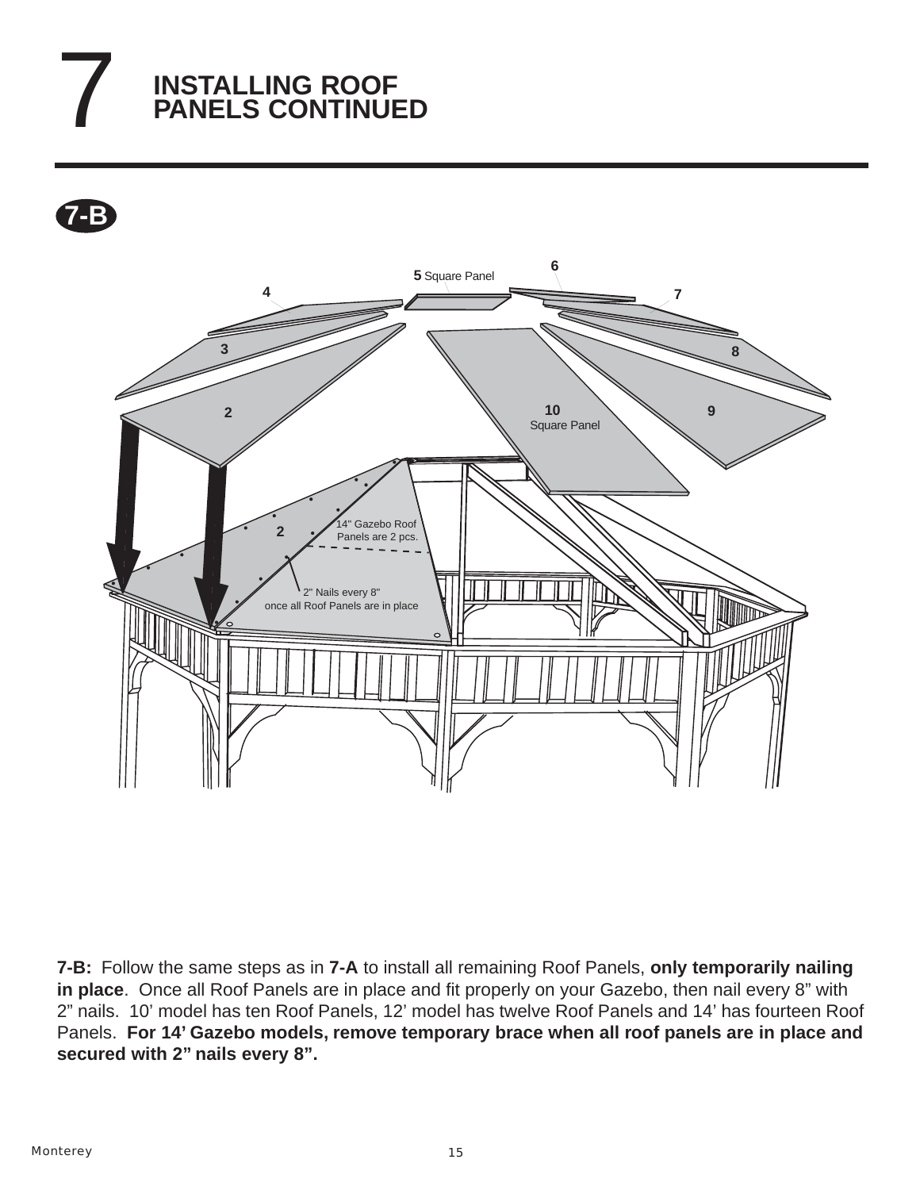# 7 INSTALLING ROOF PANELS CONTINUED

## 7-B

5 Square Panel

6

4

7

3

8

2

10 Square Panel

9

2

14" Gazebo Roof Panels are 2 pcs.

2" Nails every 8" once all Roof Panels are in place

**7-B:** Follow the same steps as in **7-A** to install all remaining Roof Panels, **only temporarily nailing in place**. Once all Roof Panels are in place and fit properly on your Gazebo, then nail every 8" with 2" nails. 10' model has ten Roof Panels, 12' model has twelve Roof Panels and 14' has fourteen Roof Panels. **For 14' Gazebo models, remove temporary brace when all roof panels are in place and secured with 2" nails every 8".**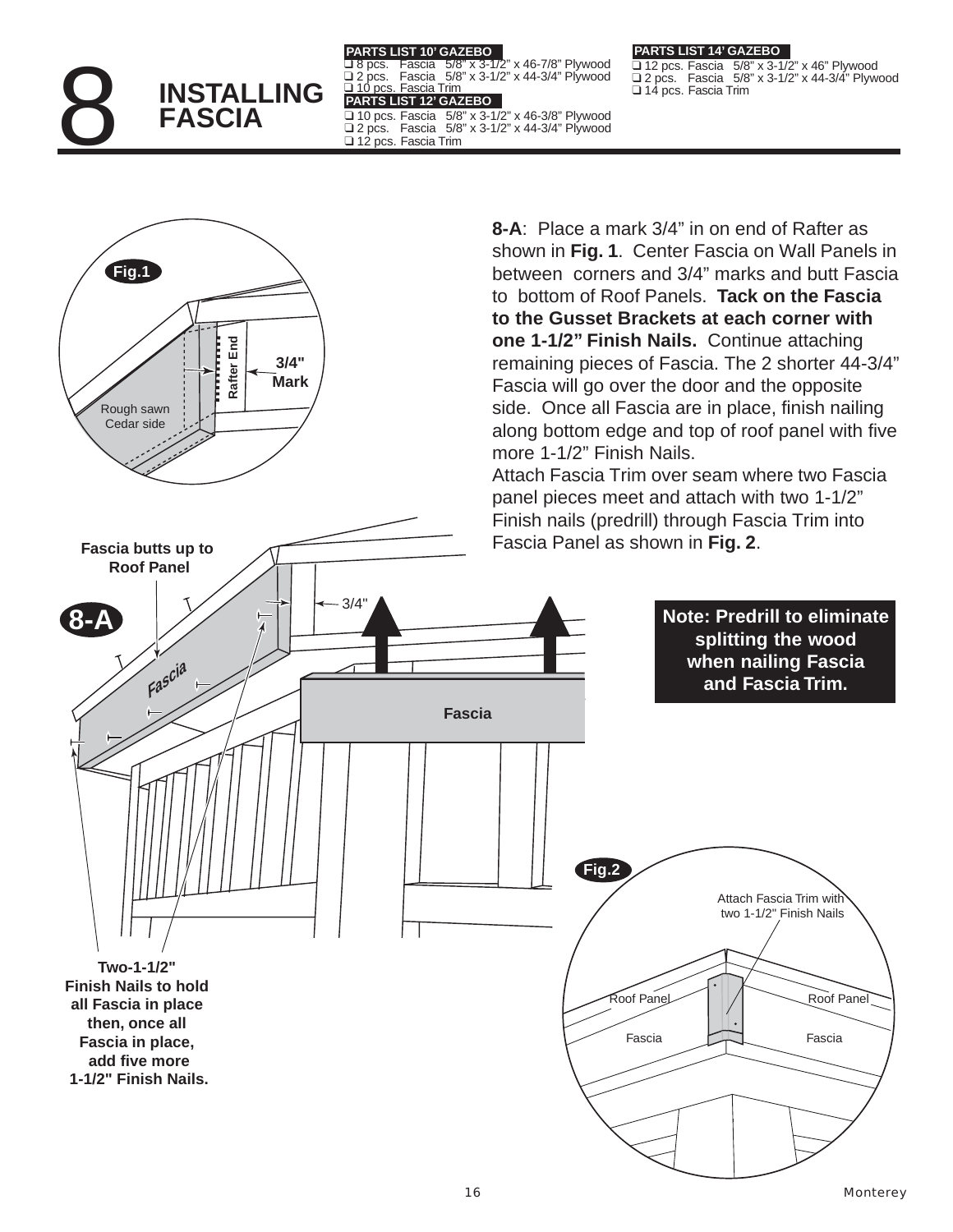# 8 INSTALLING FASCIA

**PARTS LIST 10' GAZEBO**

- ❑ 8 pcs. Fascia 5/8" x 3-1/2" x 46-7/8" Plywood
- ❑ 2 pcs. Fascia 5/8" x 3-1/2" x 44-3/4" Plywood
- ❑ 10 pcs. Fascia Trim

**PARTS LIST 12' GAZEBO**

- ❑ 10 pcs. Fascia 5/8" x 3-1/2" x 46-3/8" Plywood
- ❑ 2 pcs. Fascia 5/8" x 3-1/2" x 44-3/4" Plywood
- ❑ 12 pcs. Fascia Trim

**PARTS LIST 14' GAZEBO**

- ❑ 12 pcs. Fascia 5/8" x 3-1/2" x 46" Plywood
- ❑ 2 pcs. Fascia 5/8" x 3-1/2" x 44-3/4" Plywood
- ❑ 14 pcs. Fascia Trim

**8-A**: Place a mark 3/4" in on end of Rafter as shown in **Fig. 1**. Center Fascia on Wall Panels in between corners and 3/4" marks and butt Fascia to bottom of Roof Panels. **Tack on the Fascia to the Gusset Brackets at each corner with one 1-1/2" Finish Nails.** Continue attaching remaining pieces of Fascia. The 2 shorter 44-3/4" Fascia will go over the door and the opposite side. Once all Fascia are in place, finish nailing along bottom edge and top of roof panel with five more 1-1/2" Finish Nails.

Attach Fascia Trim over seam where two Fascia panel pieces meet and attach with two 1-1/2" Finish nails (predrill) through Fascia Trim into Fascia Panel as shown in **Fig. 2**.

**Note: Predrill to eliminate splitting the wood when nailing Fascia and Fascia Trim.**

Fig.1: Rafter End, 3/4" Mark, Rough sawn Cedar side

8-A: Fascia butts up to Roof Panel; 3/4"; Fascia

**Two-1-1/2" Finish Nails to hold all Fascia in place then, once all Fascia in place, add five more 1-1/2" Finish Nails.**

Fig.2: Attach Fascia Trim with two 1-1/2" Finish Nails; Roof Panel; Fascia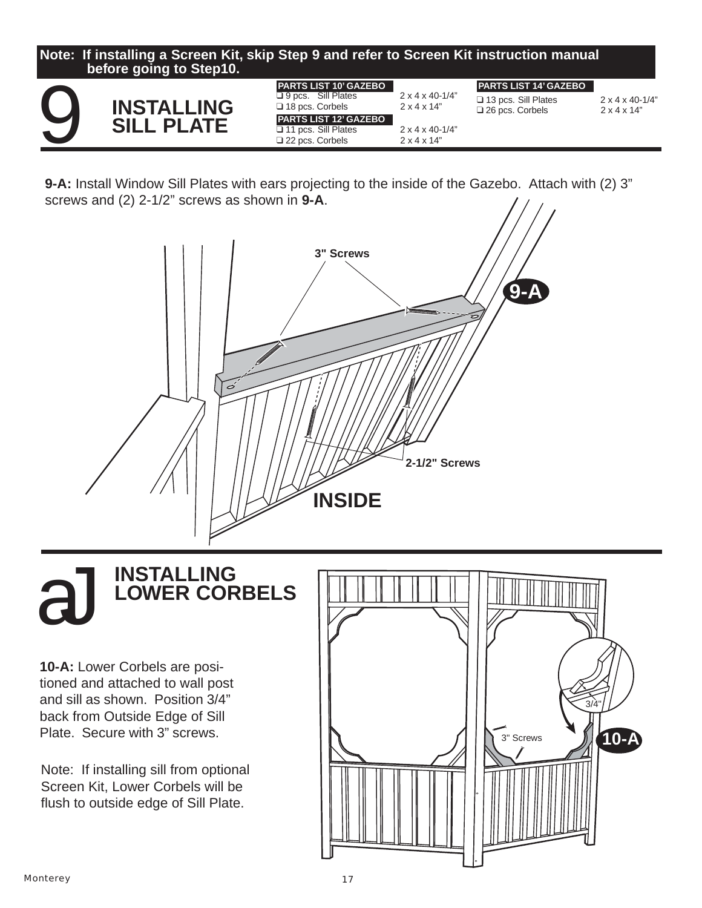**Note: If installing a Screen Kit, skip Step 9 and refer to Screen Kit instruction manual before going to Step10.**

# 9 INSTALLING SILL PLATE

| PARTS LIST 10' GAZEBO | |
|---|---|
| ❑ 9 pcs. Sill Plates | 2 x 4 x 40-1/4" |
| ❑ 18 pcs. Corbels | 2 x 4 x 14" |

| PARTS LIST 12' GAZEBO | |
|---|---|
| ❑ 11 pcs. Sill Plates | 2 x 4 x 40-1/4" |
| ❑ 22 pcs. Corbels | 2 x 4 x 14" |

| PARTS LIST 14' GAZEBO | |
|---|---|
| ❑ 13 pcs. Sill Plates | 2 x 4 x 40-1/4" |
| ❑ 26 pcs. Corbels | 2 x 4 x 14" |

**9-A:** Install Window Sill Plates with ears projecting to the inside of the Gazebo. Attach with (2) 3" screws and (2) 2-1/2" screws as shown in **9-A**.

3" Screws

9-A

2-1/2" Screws

INSIDE

# 10 INSTALLING LOWER CORBELS

**10-A:** Lower Corbels are positioned and attached to wall post and sill as shown. Position 3/4" back from Outside Edge of Sill Plate. Secure with 3" screws.

Note: If installing sill from optional Screen Kit, Lower Corbels will be flush to outside edge of Sill Plate.

3/4"

3" Screws

10-A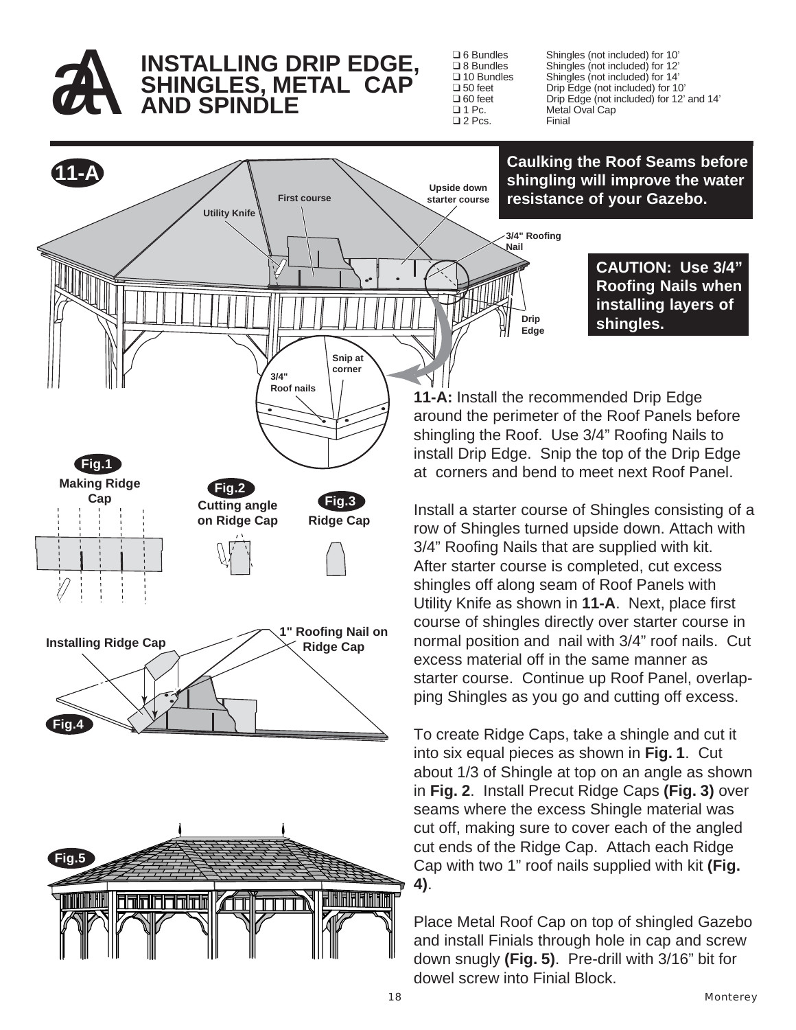# INSTALLING DRIP EDGE, SHINGLES, METAL CAP AND SPINDLE

- ❑ 6 Bundles — Shingles (not included) for 10'
- ❑ 8 Bundles — Shingles (not included) for 12'
- ❑ 10 Bundles — Shingles (not included) for 14'
- ❑ 50 feet — Drip Edge (not included) for 10'
- ❑ 60 feet — Drip Edge (not included) for 12' and 14'
- ❑ 1 Pc. — Metal Oval Cap
- ❑ 2 Pcs. — Finial

**Caulking the Roof Seams before shingling will improve the water resistance of your Gazebo.**

**CAUTION: Use 3/4" Roofing Nails when installing layers of shingles.**

**11-A:** Install the recommended Drip Edge around the perimeter of the Roof Panels before shingling the Roof. Use 3/4" Roofing Nails to install Drip Edge. Snip the top of the Drip Edge at corners and bend to meet next Roof Panel.

Install a starter course of Shingles consisting of a row of Shingles turned upside down. Attach with 3/4" Roofing Nails that are supplied with kit. After starter course is completed, cut excess shingles off along seam of Roof Panels with Utility Knife as shown in **11-A**. Next, place first course of shingles directly over starter course in normal position and nail with 3/4" roof nails. Cut excess material off in the same manner as starter course. Continue up Roof Panel, overlapping Shingles as you go and cutting off excess.

To create Ridge Caps, take a shingle and cut it into six equal pieces as shown in **Fig. 1**. Cut about 1/3 of Shingle at top on an angle as shown in **Fig. 2**. Install Precut Ridge Caps **(Fig. 3)** over seams where the excess Shingle material was cut off, making sure to cover each of the angled cut ends of the Ridge Cap. Attach each Ridge Cap with two 1" roof nails supplied with kit **(Fig. 4)**.

Place Metal Roof Cap on top of shingled Gazebo and install Finials through hole in cap and screw down snugly **(Fig. 5)**. Pre-drill with 3/16" bit for dowel screw into Finial Block.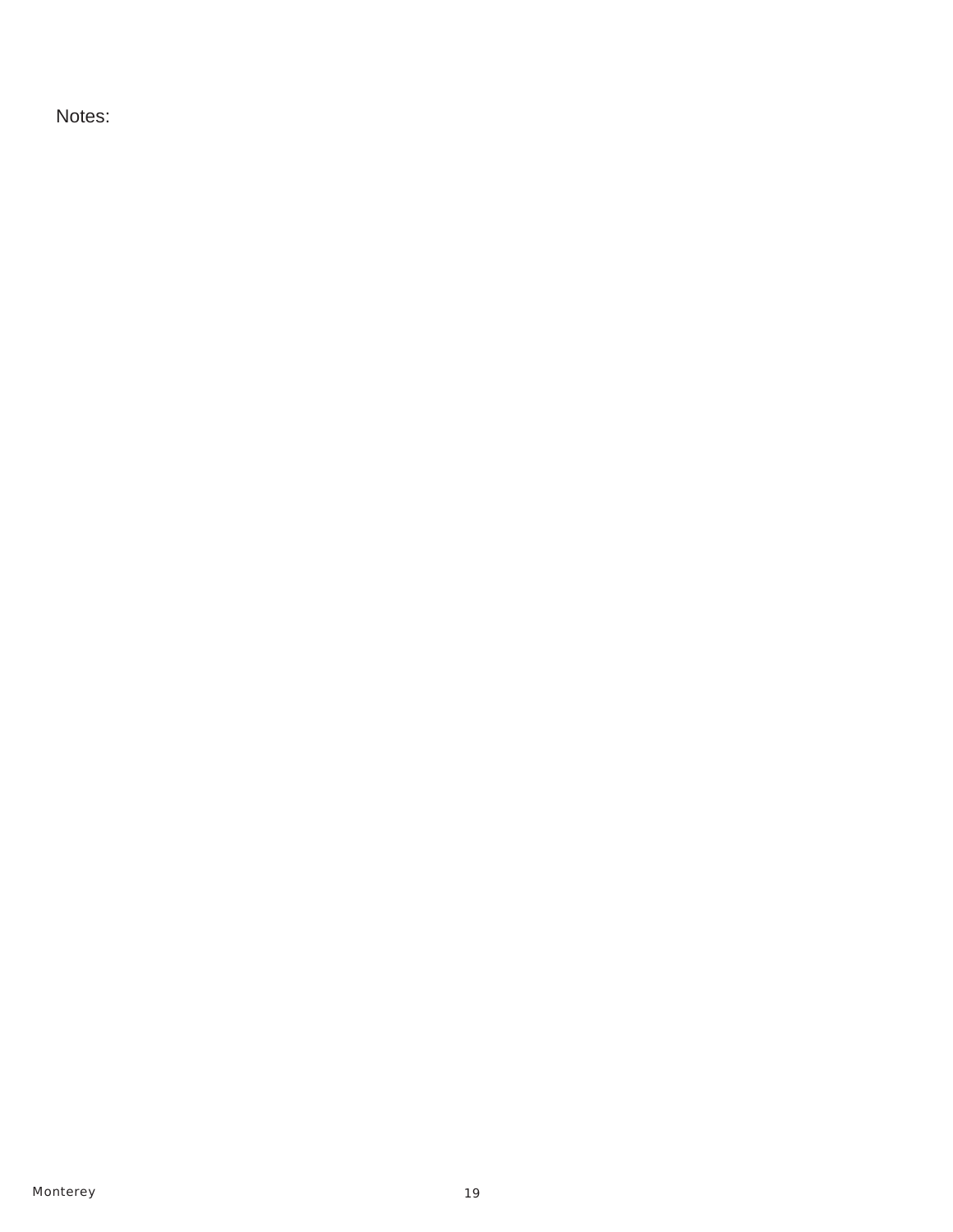Notes: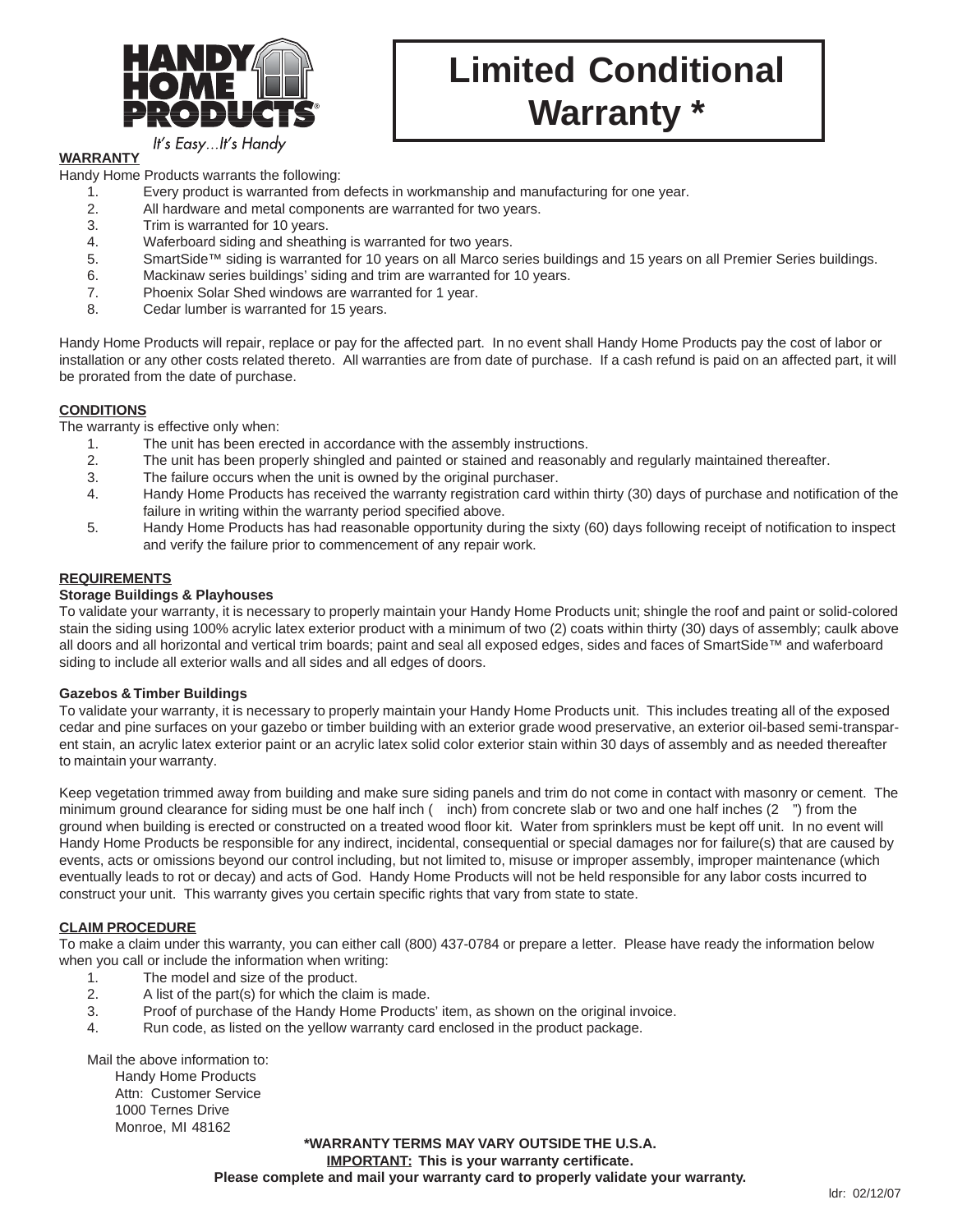HANDY HOME PRODUCTS®

*It's Easy...It's Handy*

# Limited Conditional Warranty *

**WARRANTY**

Handy Home Products warrants the following:

1. Every product is warranted from defects in workmanship and manufacturing for one year.
2. All hardware and metal components are warranted for two years.
3. Trim is warranted for 10 years.
4. Waferboard siding and sheathing is warranted for two years.
5. SmartSide™ siding is warranted for 10 years on all Marco series buildings and 15 years on all Premier Series buildings.
6. Mackinaw series buildings' siding and trim are warranted for 10 years.
7. Phoenix Solar Shed windows are warranted for 1 year.
8. Cedar lumber is warranted for 15 years.

Handy Home Products will repair, replace or pay for the affected part. In no event shall Handy Home Products pay the cost of labor or installation or any other costs related thereto. All warranties are from date of purchase. If a cash refund is paid on an affected part, it will be prorated from the date of purchase.

**CONDITIONS**

The warranty is effective only when:

1. The unit has been erected in accordance with the assembly instructions.
2. The unit has been properly shingled and painted or stained and reasonably and regularly maintained thereafter.
3. The failure occurs when the unit is owned by the original purchaser.
4. Handy Home Products has received the warranty registration card within thirty (30) days of purchase and notification of the failure in writing within the warranty period specified above.
5. Handy Home Products has had reasonable opportunity during the sixty (60) days following receipt of notification to inspect and verify the failure prior to commencement of any repair work.

**REQUIREMENTS**

**Storage Buildings & Playhouses**

To validate your warranty, it is necessary to properly maintain your Handy Home Products unit; shingle the roof and paint or solid-colored stain the siding using 100% acrylic latex exterior product with a minimum of two (2) coats within thirty (30) days of assembly; caulk above all doors and all horizontal and vertical trim boards; paint and seal all exposed edges, sides and faces of SmartSide™ and waferboard siding to include all exterior walls and all sides and all edges of doors.

**Gazebos & Timber Buildings**

To validate your warranty, it is necessary to properly maintain your Handy Home Products unit. This includes treating all of the exposed cedar and pine surfaces on your gazebo or timber building with an exterior grade wood preservative, an exterior oil-based semi-transparent stain, an acrylic latex exterior paint or an acrylic latex solid color exterior stain within 30 days of assembly and as needed thereafter to maintain your warranty.

Keep vegetation trimmed away from building and make sure siding panels and trim do not come in contact with masonry or cement. The minimum ground clearance for siding must be one half inch ( inch) from concrete slab or two and one half inches (2 ") from the ground when building is erected or constructed on a treated wood floor kit. Water from sprinklers must be kept off unit. In no event will Handy Home Products be responsible for any indirect, incidental, consequential or special damages nor for failure(s) that are caused by events, acts or omissions beyond our control including, but not limited to, misuse or improper assembly, improper maintenance (which eventually leads to rot or decay) and acts of God. Handy Home Products will not be held responsible for any labor costs incurred to construct your unit. This warranty gives you certain specific rights that vary from state to state.

**CLAIM PROCEDURE**

To make a claim under this warranty, you can either call (800) 437-0784 or prepare a letter. Please have ready the information below when you call or include the information when writing:

1. The model and size of the product.
2. A list of the part(s) for which the claim is made.
3. Proof of purchase of the Handy Home Products' item, as shown on the original invoice.
4. Run code, as listed on the yellow warranty card enclosed in the product package.

Mail the above information to:

Handy Home Products  
Attn: Customer Service  
1000 Ternes Drive  
Monroe, MI 48162

**\*WARRANTY TERMS MAY VARY OUTSIDE THE U.S.A.**

**IMPORTANT: This is your warranty certificate.**

**Please complete and mail your warranty card to properly validate your warranty.**

ldr: 02/12/07